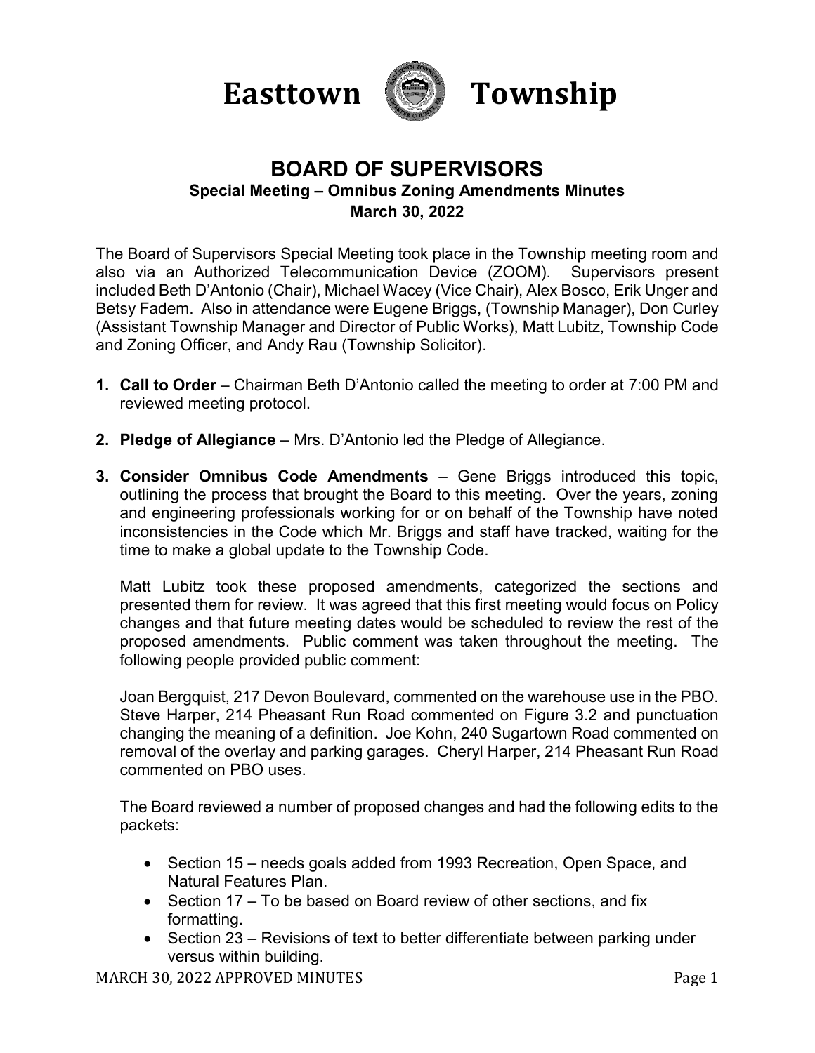# Easttown Township

## BOARD OF SUPERVISORS

### Special Meeting – Omnibus Zoning Amendments Minutes

### March 30, 2022

The Board of Supervisors Special Meeting took place in the Township meeting room and also via an Authorized Telecommunication Device (ZOOM). Supervisors present included Beth D'Antonio (Chair), Michael Wacey (Vice Chair), Alex Bosco, Erik Unger and Betsy Fadem. Also in attendance were Eugene Briggs, (Township Manager), Don Curley (Assistant Township Manager and Director of Public Works), Matt Lubitz, Township Code and Zoning Officer, and Andy Rau (Township Solicitor).

1. **Call to Order** – Chairman Beth D'Antonio called the meeting to order at 7:00 PM and reviewed meeting protocol.

2. **Pledge of Allegiance** – Mrs. D'Antonio led the Pledge of Allegiance.

3. **Consider Omnibus Code Amendments** – Gene Briggs introduced this topic, outlining the process that brought the Board to this meeting. Over the years, zoning and engineering professionals working for or on behalf of the Township have noted inconsistencies in the Code which Mr. Briggs and staff have tracked, waiting for the time to make a global update to the Township Code.

   Matt Lubitz took these proposed amendments, categorized the sections and presented them for review. It was agreed that this first meeting would focus on Policy changes and that future meeting dates would be scheduled to review the rest of the proposed amendments. Public comment was taken throughout the meeting. The following people provided public comment:

   Joan Bergquist, 217 Devon Boulevard, commented on the warehouse use in the PBO. Steve Harper, 214 Pheasant Run Road commented on Figure 3.2 and punctuation changing the meaning of a definition. Joe Kohn, 240 Sugartown Road commented on removal of the overlay and parking garages. Cheryl Harper, 214 Pheasant Run Road commented on PBO uses.

   The Board reviewed a number of proposed changes and had the following edits to the packets:

   - Section 15 – needs goals added from 1993 Recreation, Open Space, and Natural Features Plan.
   - Section 17 – To be based on Board review of other sections, and fix formatting.
   - Section 23 – Revisions of text to better differentiate between parking under versus within building.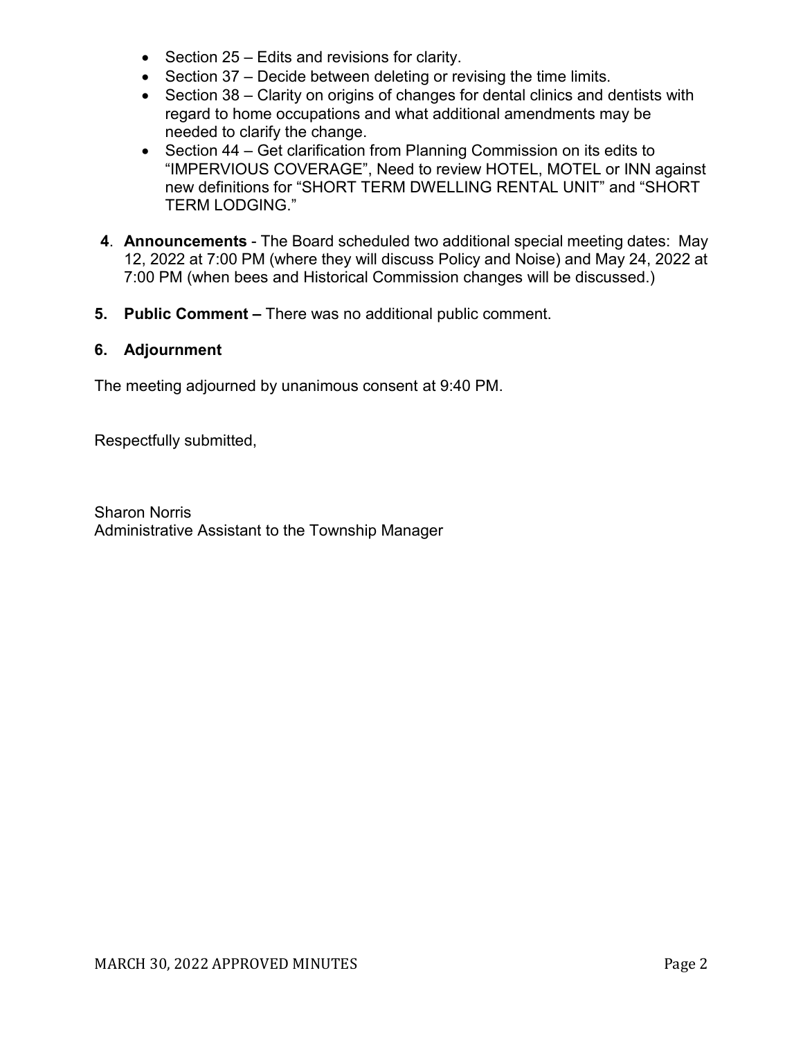- Section 25 – Edits and revisions for clarity.
- Section 37 – Decide between deleting or revising the time limits.
- Section 38 – Clarity on origins of changes for dental clinics and dentists with regard to home occupations and what additional amendments may be needed to clarify the change.
- Section 44 – Get clarification from Planning Commission on its edits to "IMPERVIOUS COVERAGE", Need to review HOTEL, MOTEL or INN against new definitions for "SHORT TERM DWELLING RENTAL UNIT" and "SHORT TERM LODGING."

**4**. **Announcements** - The Board scheduled two additional special meeting dates: May 12, 2022 at 7:00 PM (where they will discuss Policy and Noise) and May 24, 2022 at 7:00 PM (when bees and Historical Commission changes will be discussed.)

**5. Public Comment –** There was no additional public comment.

**6. Adjournment**

The meeting adjourned by unanimous consent at 9:40 PM.

Respectfully submitted,

Sharon Norris
Administrative Assistant to the Township Manager